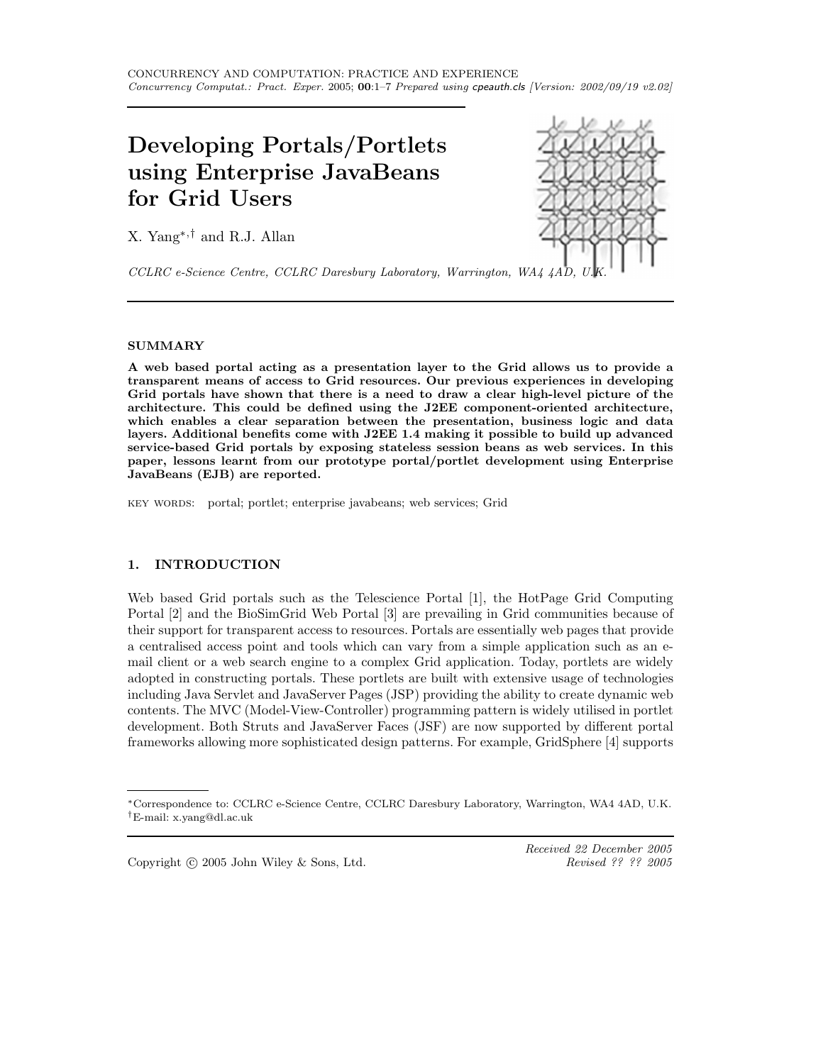# Developing Portals/Portlets using Enterprise JavaBeans for Grid Users

X. Yang[*,†] and R.J. Allan

*CCLRC e-Science Centre, CCLRC Daresbury Laboratory, Warrington, WA4 4AD, U.K.*

## SUMMARY

**A web based portal acting as a presentation layer to the Grid allows us to provide a transparent means of access to Grid resources. Our previous experiences in developing Grid portals have shown that there is a need to draw a clear high-level picture of the architecture. This could be defined using the J2EE component-oriented architecture, which enables a clear separation between the presentation, business logic and data layers. Additional benefits come with J2EE 1.4 making it possible to build up advanced service-based Grid portals by exposing stateless session beans as web services. In this paper, lessons learnt from our prototype portal/portlet development using Enterprise JavaBeans (EJB) are reported.**

KEY WORDS: portal; portlet; enterprise javabeans; web services; Grid

## 1. INTRODUCTION

Web based Grid portals such as the Telescience Portal [1], the HotPage Grid Computing Portal [2] and the BioSimGrid Web Portal [3] are prevailing in Grid communities because of their support for transparent access to resources. Portals are essentially web pages that provide a centralised access point and tools which can vary from a simple application such as an e-mail client or a web search engine to a complex Grid application. Today, portlets are widely adopted in constructing portals. These portlets are built with extensive usage of technologies including Java Servlet and JavaServer Pages (JSP) providing the ability to create dynamic web contents. The MVC (Model-View-Controller) programming pattern is widely utilised in portlet development. Both Struts and JavaServer Faces (JSF) are now supported by different portal frameworks allowing more sophisticated design patterns. For example, GridSphere [4] supports

---

[*]Correspondence to: CCLRC e-Science Centre, CCLRC Daresbury Laboratory, Warrington, WA4 4AD, U.K.
[†]E-mail: x.yang@dl.ac.uk

Copyright © 2005 John Wiley & Sons, Ltd.

*Received 22 December 2005*
*Revised ?? ?? 2005*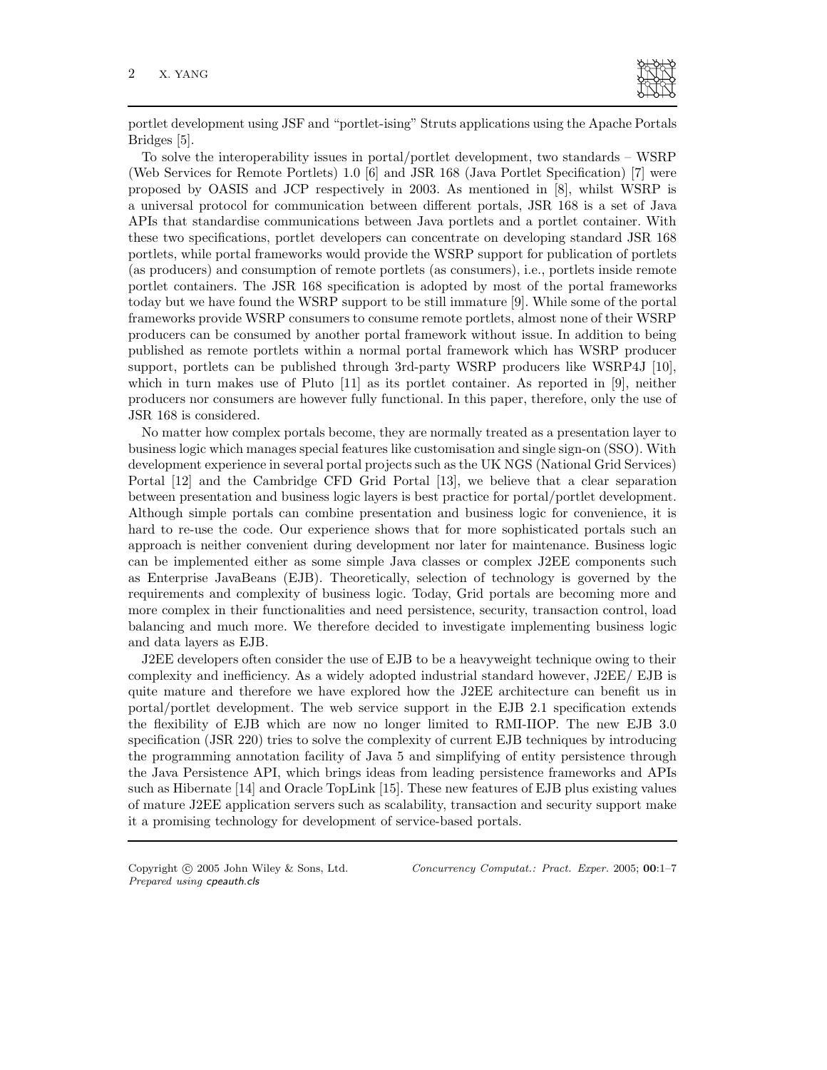portlet development using JSF and "portlet-ising" Struts applications using the Apache Portals Bridges [5].

To solve the interoperability issues in portal/portlet development, two standards – WSRP (Web Services for Remote Portlets) 1.0 [6] and JSR 168 (Java Portlet Specification) [7] were proposed by OASIS and JCP respectively in 2003. As mentioned in [8], whilst WSRP is a universal protocol for communication between different portals, JSR 168 is a set of Java APIs that standardise communications between Java portlets and a portlet container. With these two specifications, portlet developers can concentrate on developing standard JSR 168 portlets, while portal frameworks would provide the WSRP support for publication of portlets (as producers) and consumption of remote portlets (as consumers), i.e., portlets inside remote portlet containers. The JSR 168 specification is adopted by most of the portal frameworks today but we have found the WSRP support to be still immature [9]. While some of the portal frameworks provide WSRP consumers to consume remote portlets, almost none of their WSRP producers can be consumed by another portal framework without issue. In addition to being published as remote portlets within a normal portal framework which has WSRP producer support, portlets can be published through 3rd-party WSRP producers like WSRP4J [10], which in turn makes use of Pluto [11] as its portlet container. As reported in [9], neither producers nor consumers are however fully functional. In this paper, therefore, only the use of JSR 168 is considered.

No matter how complex portals become, they are normally treated as a presentation layer to business logic which manages special features like customisation and single sign-on (SSO). With development experience in several portal projects such as the UK NGS (National Grid Services) Portal [12] and the Cambridge CFD Grid Portal [13], we believe that a clear separation between presentation and business logic layers is best practice for portal/portlet development. Although simple portals can combine presentation and business logic for convenience, it is hard to re-use the code. Our experience shows that for more sophisticated portals such an approach is neither convenient during development nor later for maintenance. Business logic can be implemented either as some simple Java classes or complex J2EE components such as Enterprise JavaBeans (EJB). Theoretically, selection of technology is governed by the requirements and complexity of business logic. Today, Grid portals are becoming more and more complex in their functionalities and need persistence, security, transaction control, load balancing and much more. We therefore decided to investigate implementing business logic and data layers as EJB.

J2EE developers often consider the use of EJB to be a heavyweight technique owing to their complexity and inefficiency. As a widely adopted industrial standard however, J2EE/ EJB is quite mature and therefore we have explored how the J2EE architecture can benefit us in portal/portlet development. The web service support in the EJB 2.1 specification extends the flexibility of EJB which are now no longer limited to RMI-IIOP. The new EJB 3.0 specification (JSR 220) tries to solve the complexity of current EJB techniques by introducing the programming annotation facility of Java 5 and simplifying of entity persistence through the Java Persistence API, which brings ideas from leading persistence frameworks and APIs such as Hibernate [14] and Oracle TopLink [15]. These new features of EJB plus existing values of mature J2EE application servers such as scalability, transaction and security support make it a promising technology for development of service-based portals.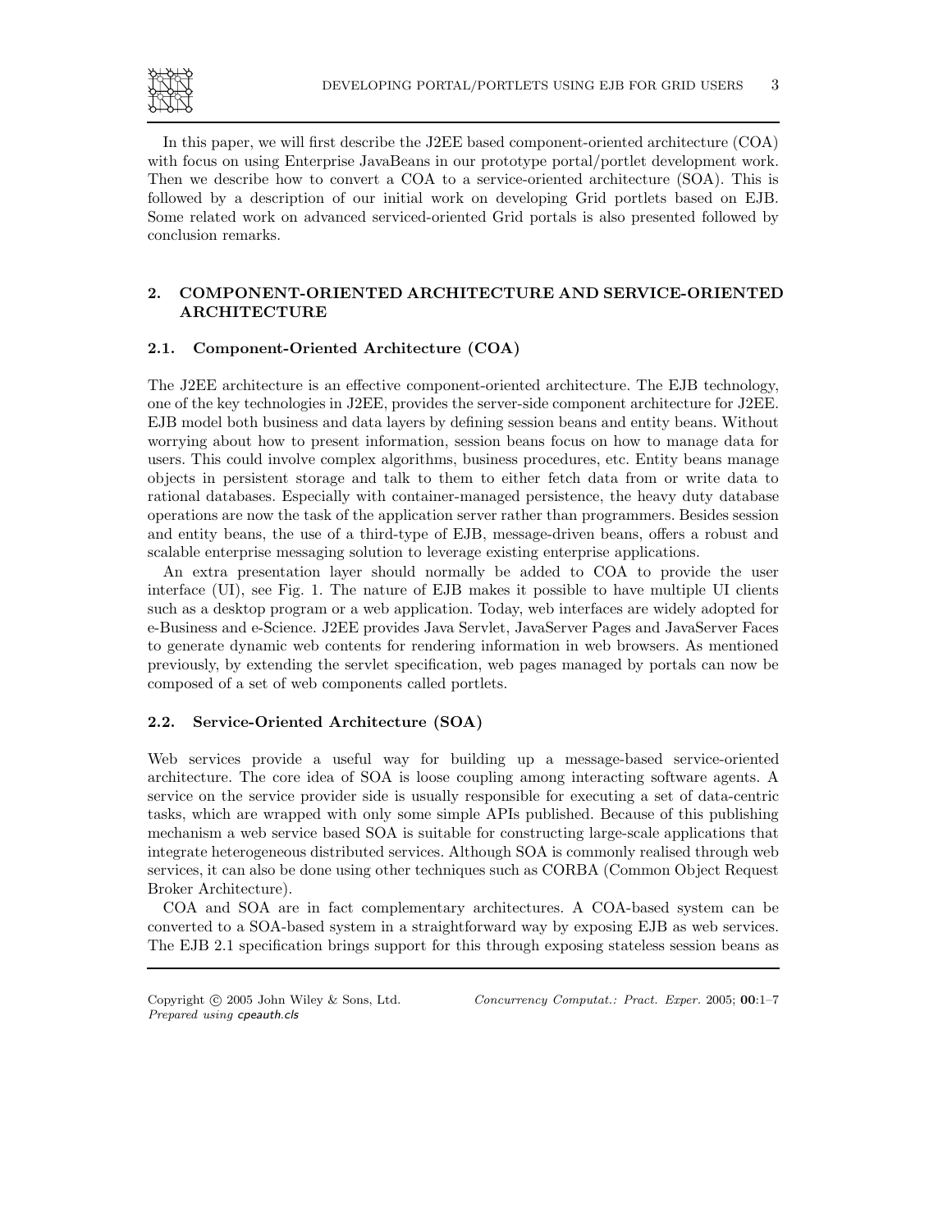In this paper, we will first describe the J2EE based component-oriented architecture (COA) with focus on using Enterprise JavaBeans in our prototype portal/portlet development work. Then we describe how to convert a COA to a service-oriented architecture (SOA). This is followed by a description of our initial work on developing Grid portlets based on EJB. Some related work on advanced serviced-oriented Grid portals is also presented followed by conclusion remarks.

## 2. COMPONENT-ORIENTED ARCHITECTURE AND SERVICE-ORIENTED ARCHITECTURE

### 2.1. Component-Oriented Architecture (COA)

The J2EE architecture is an effective component-oriented architecture. The EJB technology, one of the key technologies in J2EE, provides the server-side component architecture for J2EE. EJB model both business and data layers by defining session beans and entity beans. Without worrying about how to present information, session beans focus on how to manage data for users. This could involve complex algorithms, business procedures, etc. Entity beans manage objects in persistent storage and talk to them to either fetch data from or write data to rational databases. Especially with container-managed persistence, the heavy duty database operations are now the task of the application server rather than programmers. Besides session and entity beans, the use of a third-type of EJB, message-driven beans, offers a robust and scalable enterprise messaging solution to leverage existing enterprise applications.

An extra presentation layer should normally be added to COA to provide the user interface (UI), see Fig. 1. The nature of EJB makes it possible to have multiple UI clients such as a desktop program or a web application. Today, web interfaces are widely adopted for e-Business and e-Science. J2EE provides Java Servlet, JavaServer Pages and JavaServer Faces to generate dynamic web contents for rendering information in web browsers. As mentioned previously, by extending the servlet specification, web pages managed by portals can now be composed of a set of web components called portlets.

### 2.2. Service-Oriented Architecture (SOA)

Web services provide a useful way for building up a message-based service-oriented architecture. The core idea of SOA is loose coupling among interacting software agents. A service on the service provider side is usually responsible for executing a set of data-centric tasks, which are wrapped with only some simple APIs published. Because of this publishing mechanism a web service based SOA is suitable for constructing large-scale applications that integrate heterogeneous distributed services. Although SOA is commonly realised through web services, it can also be done using other techniques such as CORBA (Common Object Request Broker Architecture).

COA and SOA are in fact complementary architectures. A COA-based system can be converted to a SOA-based system in a straightforward way by exposing EJB as web services. The EJB 2.1 specification brings support for this through exposing stateless session beans as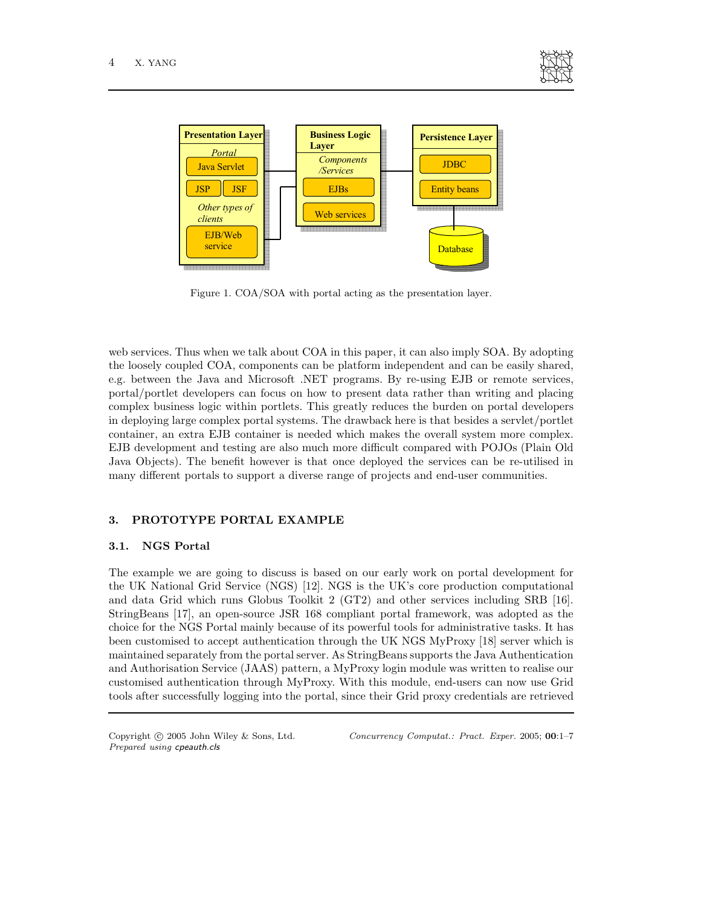Figure 1. COA/SOA with portal acting as the presentation layer.

web services. Thus when we talk about COA in this paper, it can also imply SOA. By adopting the loosely coupled COA, components can be platform independent and can be easily shared, e.g. between the Java and Microsoft .NET programs. By re-using EJB or remote services, portal/portlet developers can focus on how to present data rather than writing and placing complex business logic within portlets. This greatly reduces the burden on portal developers in deploying large complex portal systems. The drawback here is that besides a servlet/portlet container, an extra EJB container is needed which makes the overall system more complex. EJB development and testing are also much more difficult compared with POJOs (Plain Old Java Objects). The benefit however is that once deployed the services can be re-utilised in many different portals to support a diverse range of projects and end-user communities.

## 3. PROTOTYPE PORTAL EXAMPLE

### 3.1. NGS Portal

The example we are going to discuss is based on our early work on portal development for the UK National Grid Service (NGS) [12]. NGS is the UK's core production computational and data Grid which runs Globus Toolkit 2 (GT2) and other services including SRB [16]. StringBeans [17], an open-source JSR 168 compliant portal framework, was adopted as the choice for the NGS Portal mainly because of its powerful tools for administrative tasks. It has been customised to accept authentication through the UK NGS MyProxy [18] server which is maintained separately from the portal server. As StringBeans supports the Java Authentication and Authorisation Service (JAAS) pattern, a MyProxy login module was written to realise our customised authentication through MyProxy. With this module, end-users can now use Grid tools after successfully logging into the portal, since their Grid proxy credentials are retrieved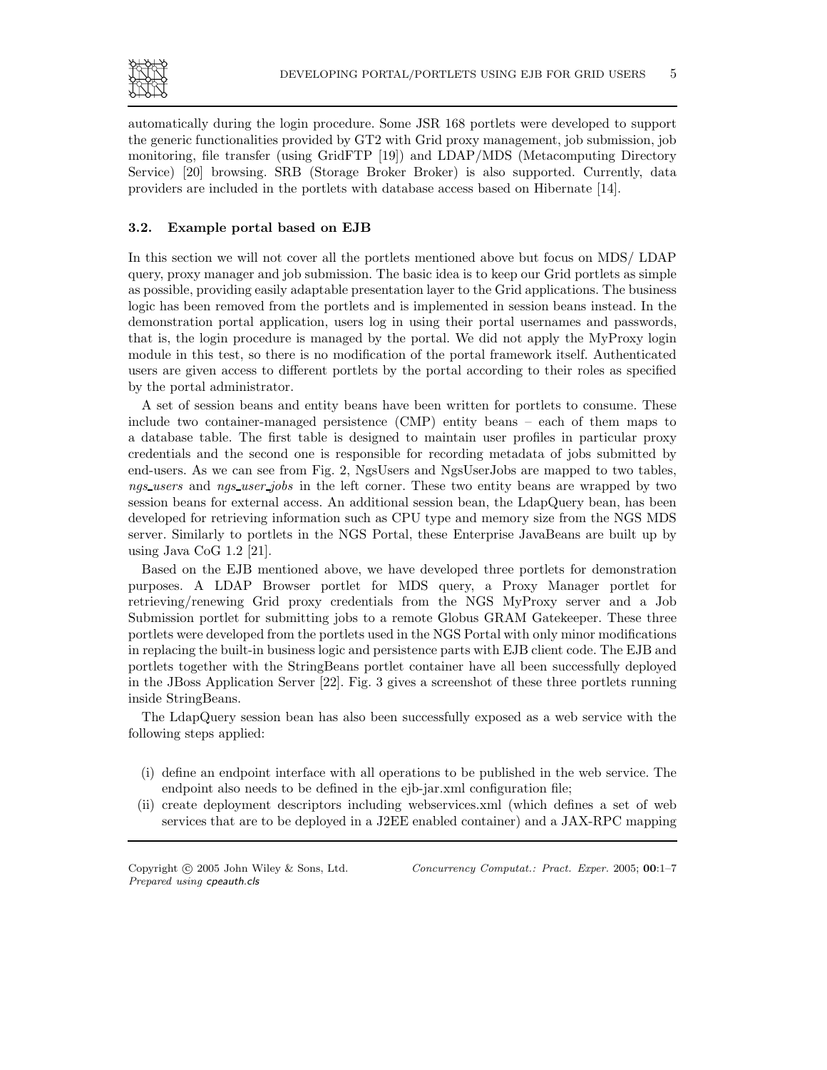automatically during the login procedure. Some JSR 168 portlets were developed to support the generic functionalities provided by GT2 with Grid proxy management, job submission, job monitoring, file transfer (using GridFTP [19]) and LDAP/MDS (Metacomputing Directory Service) [20] browsing. SRB (Storage Broker Broker) is also supported. Currently, data providers are included in the portlets with database access based on Hibernate [14].

### 3.2. Example portal based on EJB

In this section we will not cover all the portlets mentioned above but focus on MDS/ LDAP query, proxy manager and job submission. The basic idea is to keep our Grid portlets as simple as possible, providing easily adaptable presentation layer to the Grid applications. The business logic has been removed from the portlets and is implemented in session beans instead. In the demonstration portal application, users log in using their portal usernames and passwords, that is, the login procedure is managed by the portal. We did not apply the MyProxy login module in this test, so there is no modification of the portal framework itself. Authenticated users are given access to different portlets by the portal according to their roles as specified by the portal administrator.

A set of session beans and entity beans have been written for portlets to consume. These include two container-managed persistence (CMP) entity beans – each of them maps to a database table. The first table is designed to maintain user profiles in particular proxy credentials and the second one is responsible for recording metadata of jobs submitted by end-users. As we can see from Fig. 2, NgsUsers and NgsUserJobs are mapped to two tables, *ngs_users* and *ngs_user_jobs* in the left corner. These two entity beans are wrapped by two session beans for external access. An additional session bean, the LdapQuery bean, has been developed for retrieving information such as CPU type and memory size from the NGS MDS server. Similarly to portlets in the NGS Portal, these Enterprise JavaBeans are built up by using Java CoG 1.2 [21].

Based on the EJB mentioned above, we have developed three portlets for demonstration purposes. A LDAP Browser portlet for MDS query, a Proxy Manager portlet for retrieving/renewing Grid proxy credentials from the NGS MyProxy server and a Job Submission portlet for submitting jobs to a remote Globus GRAM Gatekeeper. These three portlets were developed from the portlets used in the NGS Portal with only minor modifications in replacing the built-in business logic and persistence parts with EJB client code. The EJB and portlets together with the StringBeans portlet container have all been successfully deployed in the JBoss Application Server [22]. Fig. 3 gives a screenshot of these three portlets running inside StringBeans.

The LdapQuery session bean has also been successfully exposed as a web service with the following steps applied:

(i) define an endpoint interface with all operations to be published in the web service. The endpoint also needs to be defined in the ejb-jar.xml configuration file;

(ii) create deployment descriptors including webservices.xml (which defines a set of web services that are to be deployed in a J2EE enabled container) and a JAX-RPC mapping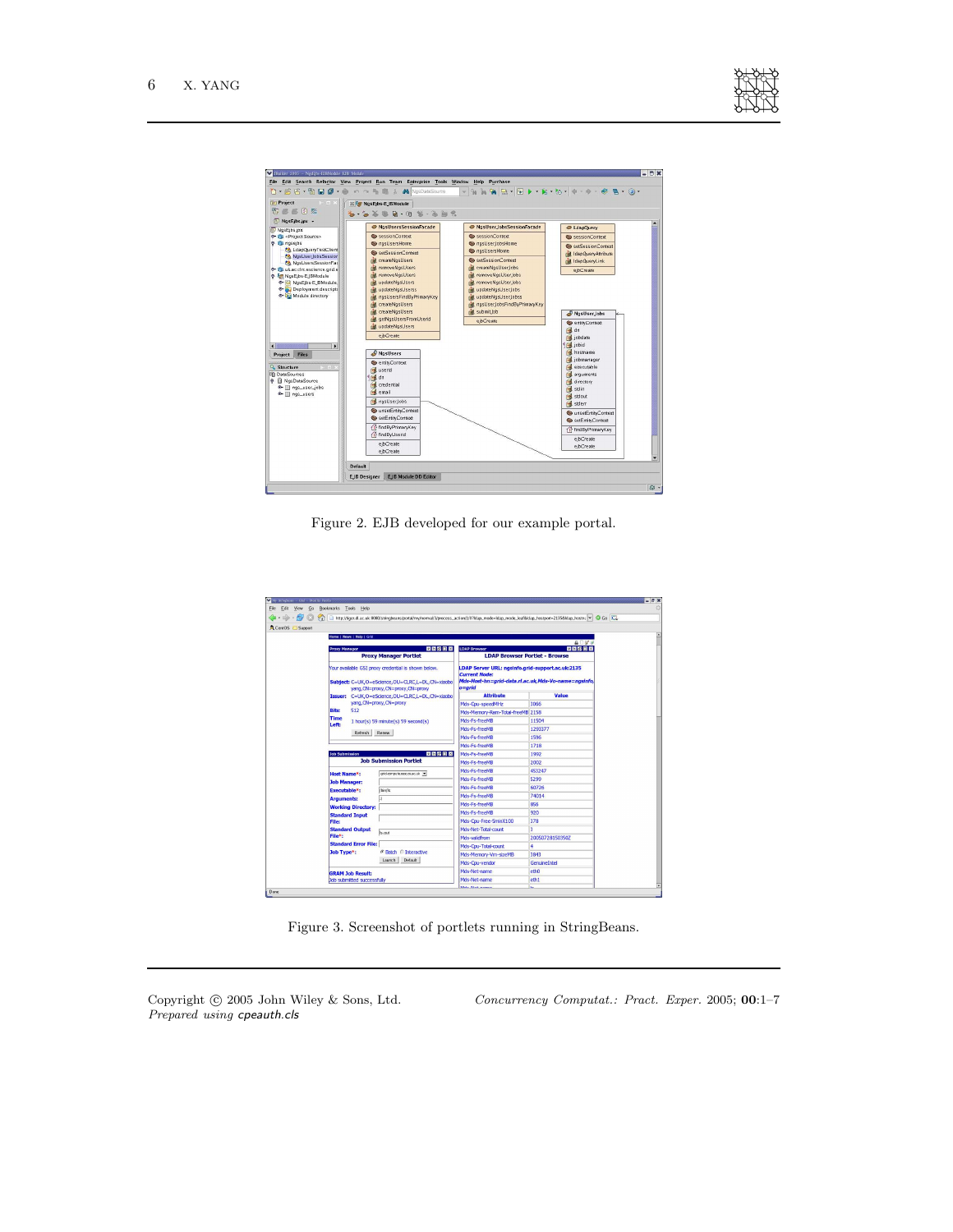Figure 2. EJB developed for our example portal.

Figure 3. Screenshot of portlets running in StringBeans.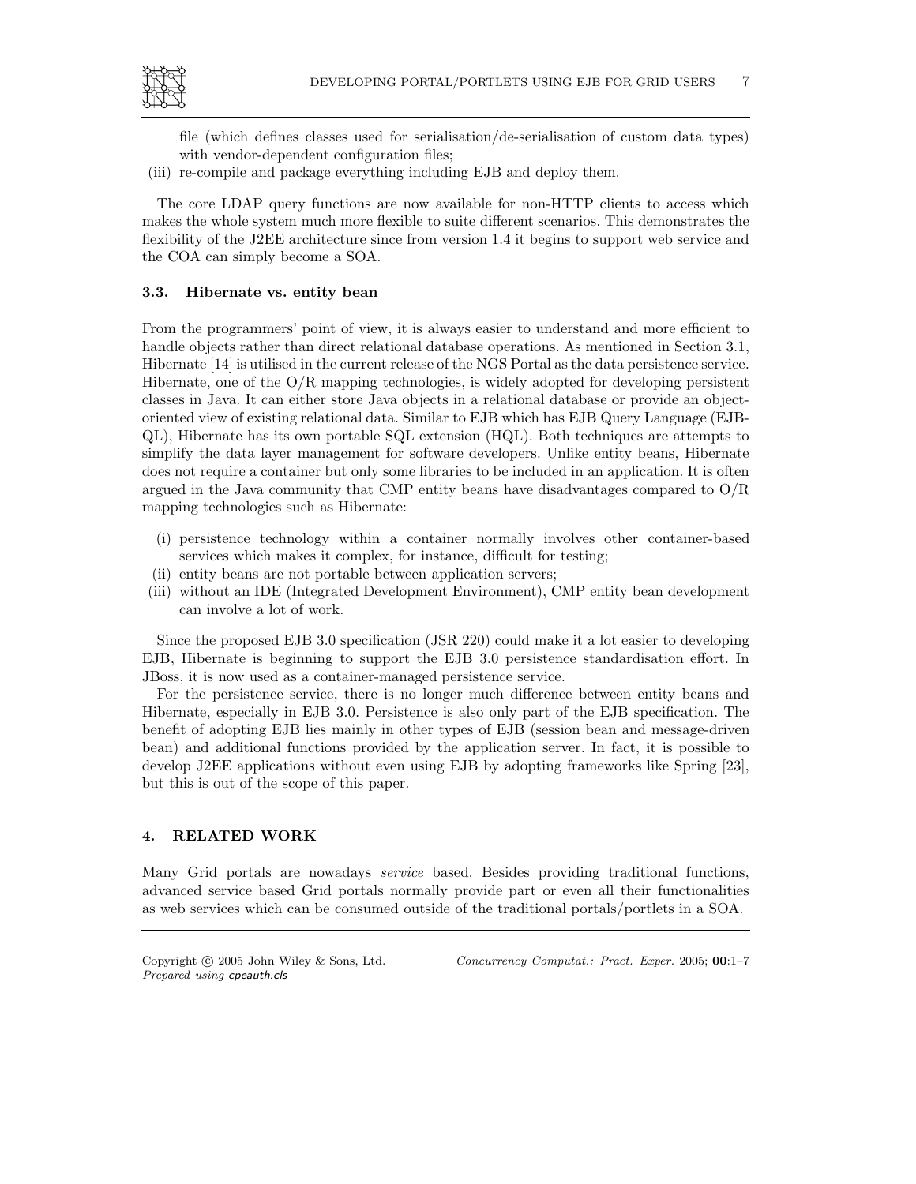file (which defines classes used for serialisation/de-serialisation of custom data types) with vendor-dependent configuration files;

(iii) re-compile and package everything including EJB and deploy them.

The core LDAP query functions are now available for non-HTTP clients to access which makes the whole system much more flexible to suite different scenarios. This demonstrates the flexibility of the J2EE architecture since from version 1.4 it begins to support web service and the COA can simply become a SOA.

### 3.3. Hibernate vs. entity bean

From the programmers' point of view, it is always easier to understand and more efficient to handle objects rather than direct relational database operations. As mentioned in Section 3.1, Hibernate [14] is utilised in the current release of the NGS Portal as the data persistence service. Hibernate, one of the O/R mapping technologies, is widely adopted for developing persistent classes in Java. It can either store Java objects in a relational database or provide an object-oriented view of existing relational data. Similar to EJB which has EJB Query Language (EJB-QL), Hibernate has its own portable SQL extension (HQL). Both techniques are attempts to simplify the data layer management for software developers. Unlike entity beans, Hibernate does not require a container but only some libraries to be included in an application. It is often argued in the Java community that CMP entity beans have disadvantages compared to O/R mapping technologies such as Hibernate:

(i) persistence technology within a container normally involves other container-based services which makes it complex, for instance, difficult for testing;

(ii) entity beans are not portable between application servers;

(iii) without an IDE (Integrated Development Environment), CMP entity bean development can involve a lot of work.

Since the proposed EJB 3.0 specification (JSR 220) could make it a lot easier to developing EJB, Hibernate is beginning to support the EJB 3.0 persistence standardisation effort. In JBoss, it is now used as a container-managed persistence service.

For the persistence service, there is no longer much difference between entity beans and Hibernate, especially in EJB 3.0. Persistence is also only part of the EJB specification. The benefit of adopting EJB lies mainly in other types of EJB (session bean and message-driven bean) and additional functions provided by the application server. In fact, it is possible to develop J2EE applications without even using EJB by adopting frameworks like Spring [23], but this is out of the scope of this paper.

## 4. RELATED WORK

Many Grid portals are nowadays *service* based. Besides providing traditional functions, advanced service based Grid portals normally provide part or even all their functionalities as web services which can be consumed outside of the traditional portals/portlets in a SOA.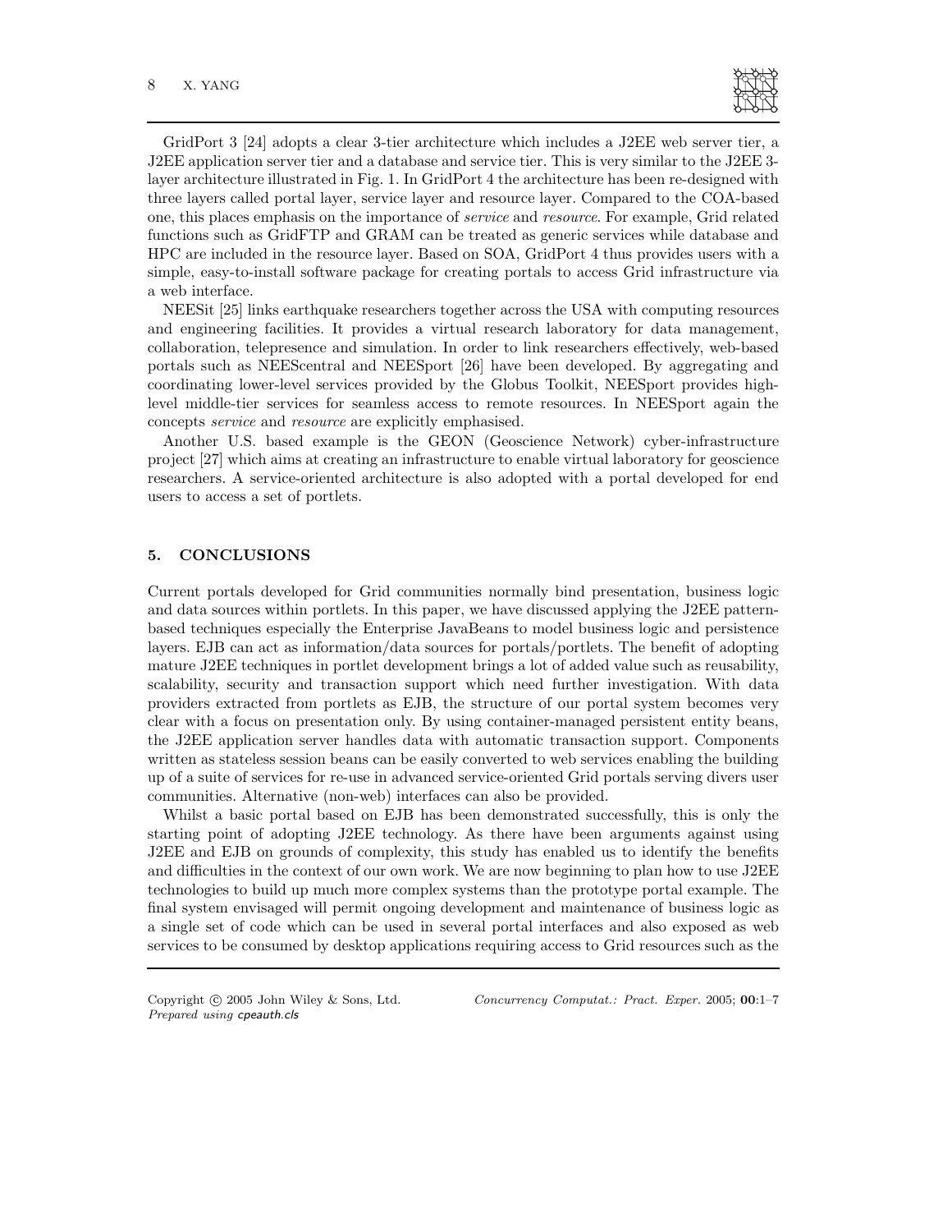GridPort 3 [24] adopts a clear 3-tier architecture which includes a J2EE web server tier, a J2EE application server tier and a database and service tier. This is very similar to the J2EE 3-layer architecture illustrated in Fig. 1. In GridPort 4 the architecture has been re-designed with three layers called portal layer, service layer and resource layer. Compared to the COA-based one, this places emphasis on the importance of *service* and *resource*. For example, Grid related functions such as GridFTP and GRAM can be treated as generic services while database and HPC are included in the resource layer. Based on SOA, GridPort 4 thus provides users with a simple, easy-to-install software package for creating portals to access Grid infrastructure via a web interface.

NEESit [25] links earthquake researchers together across the USA with computing resources and engineering facilities. It provides a virtual research laboratory for data management, collaboration, telepresence and simulation. In order to link researchers effectively, web-based portals such as NEEScentral and NEESport [26] have been developed. By aggregating and coordinating lower-level services provided by the Globus Toolkit, NEESport provides high-level middle-tier services for seamless access to remote resources. In NEESport again the concepts *service* and *resource* are explicitly emphasised.

Another U.S. based example is the GEON (Geoscience Network) cyber-infrastructure project [27] which aims at creating an infrastructure to enable virtual laboratory for geoscience researchers. A service-oriented architecture is also adopted with a portal developed for end users to access a set of portlets.

## 5. CONCLUSIONS

Current portals developed for Grid communities normally bind presentation, business logic and data sources within portlets. In this paper, we have discussed applying the J2EE pattern-based techniques especially the Enterprise JavaBeans to model business logic and persistence layers. EJB can act as information/data sources for portals/portlets. The benefit of adopting mature J2EE techniques in portlet development brings a lot of added value such as reusability, scalability, security and transaction support which need further investigation. With data providers extracted from portlets as EJB, the structure of our portal system becomes very clear with a focus on presentation only. By using container-managed persistent entity beans, the J2EE application server handles data with automatic transaction support. Components written as stateless session beans can be easily converted to web services enabling the building up of a suite of services for re-use in advanced service-oriented Grid portals serving divers user communities. Alternative (non-web) interfaces can also be provided.

Whilst a basic portal based on EJB has been demonstrated successfully, this is only the starting point of adopting J2EE technology. As there have been arguments against using J2EE and EJB on grounds of complexity, this study has enabled us to identify the benefits and difficulties in the context of our own work. We are now beginning to plan how to use J2EE technologies to build up much more complex systems than the prototype portal example. The final system envisaged will permit ongoing development and maintenance of business logic as a single set of code which can be used in several portal interfaces and also exposed as web services to be consumed by desktop applications requiring access to Grid resources such as the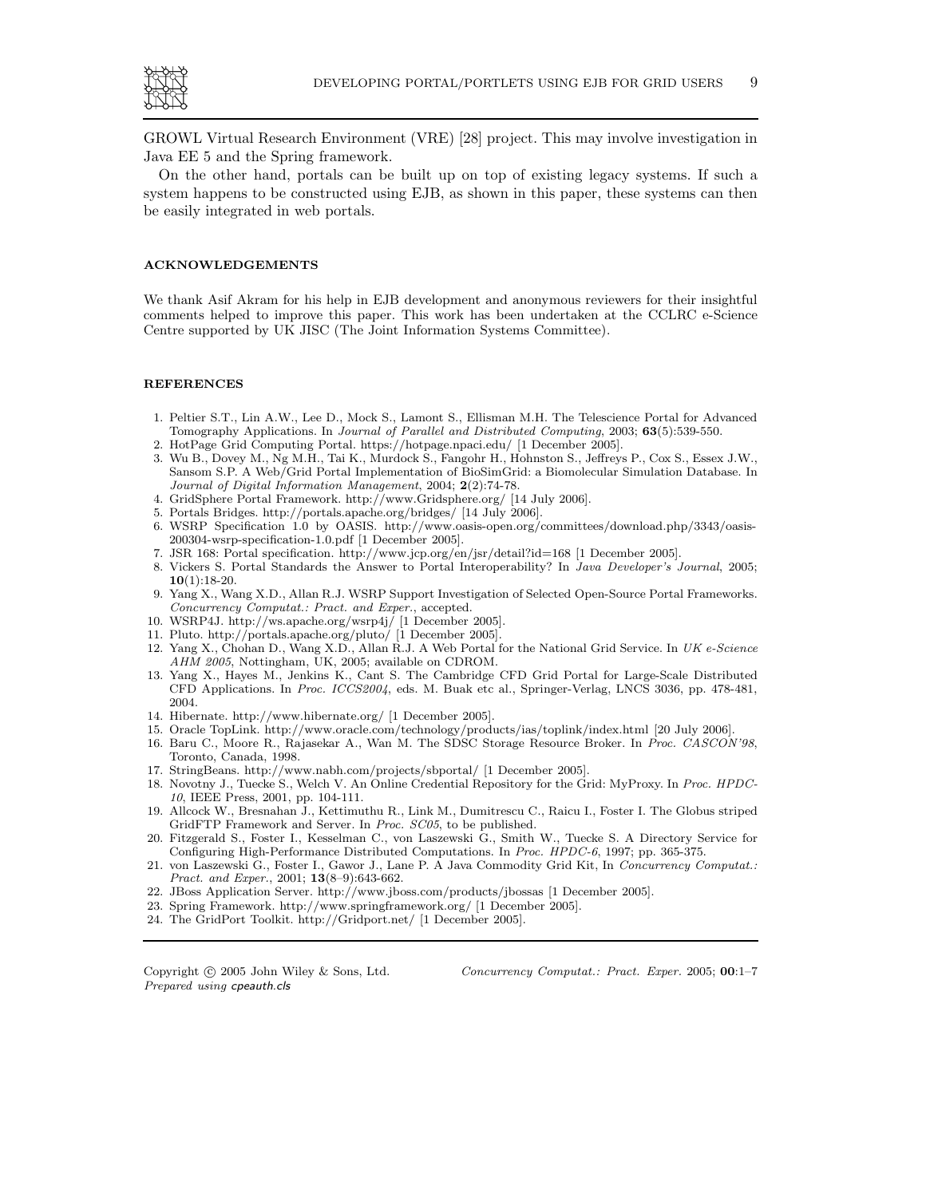GROWL Virtual Research Environment (VRE) [28] project. This may involve investigation in Java EE 5 and the Spring framework.

On the other hand, portals can be built up on top of existing legacy systems. If such a system happens to be constructed using EJB, as shown in this paper, these systems can then be easily integrated in web portals.

## ACKNOWLEDGEMENTS

We thank Asif Akram for his help in EJB development and anonymous reviewers for their insightful comments helped to improve this paper. This work has been undertaken at the CCLRC e-Science Centre supported by UK JISC (The Joint Information Systems Committee).

## REFERENCES

1. Peltier S.T., Lin A.W., Lee D., Mock S., Lamont S., Ellisman M.H. The Telescience Portal for Advanced Tomography Applications. In *Journal of Parallel and Distributed Computing*, 2003; **63**(5):539-550.
2. HotPage Grid Computing Portal. https://hotpage.npaci.edu/ [1 December 2005].
3. Wu B., Dovey M., Ng M.H., Tai K., Murdock S., Fangohr H., Hohnston S., Jeffreys P., Cox S., Essex J.W., Sansom S.P. A Web/Grid Portal Implementation of BioSimGrid: a Biomolecular Simulation Database. In *Journal of Digital Information Management*, 2004; **2**(2):74-78.
4. GridSphere Portal Framework. http://www.Gridsphere.org/ [14 July 2006].
5. Portals Bridges. http://portals.apache.org/bridges/ [14 July 2006].
6. WSRP Specification 1.0 by OASIS. http://www.oasis-open.org/committees/download.php/3343/oasis-200304-wsrp-specification-1.0.pdf [1 December 2005].
7. JSR 168: Portal specification. http://www.jcp.org/en/jsr/detail?id=168 [1 December 2005].
8. Vickers S. Portal Standards the Answer to Portal Interoperability? In *Java Developer's Journal*, 2005; **10**(1):18-20.
9. Yang X., Wang X.D., Allan R.J. WSRP Support Investigation of Selected Open-Source Portal Frameworks. *Concurrency Computat.: Pract. and Exper.*, accepted.
10. WSRP4J. http://ws.apache.org/wsrp4j/ [1 December 2005].
11. Pluto. http://portals.apache.org/pluto/ [1 December 2005].
12. Yang X., Chohan D., Wang X.D., Allan R.J. A Web Portal for the National Grid Service. In *UK e-Science AHM 2005*, Nottingham, UK, 2005; available on CDROM.
13. Yang X., Hayes M., Jenkins K., Cant S. The Cambridge CFD Grid Portal for Large-Scale Distributed CFD Applications. In *Proc. ICCS2004*, eds. M. Buak etc al., Springer-Verlag, LNCS 3036, pp. 478-481, 2004.
14. Hibernate. http://www.hibernate.org/ [1 December 2005].
15. Oracle TopLink. http://www.oracle.com/technology/products/ias/toplink/index.html [20 July 2006].
16. Baru C., Moore R., Rajasekar A., Wan M. The SDSC Storage Resource Broker. In *Proc. CASCON'98*, Toronto, Canada, 1998.
17. StringBeans. http://www.nabh.com/projects/sbportal/ [1 December 2005].
18. Novotny J., Tuecke S., Welch V. An Online Credential Repository for the Grid: MyProxy. In *Proc. HPDC-10*, IEEE Press, 2001, pp. 104-111.
19. Allcock W., Bresnahan J., Kettimuthu R., Link M., Dumitrescu C., Raicu I., Foster I. The Globus striped GridFTP Framework and Server. In *Proc. SC05*, to be published.
20. Fitzgerald S., Foster I., Kesselman C., von Laszewski G., Smith W., Tuecke S. A Directory Service for Configuring High-Performance Distributed Computations. In *Proc. HPDC-6*, 1997; pp. 365-375.
21. von Laszewski G., Foster I., Gawor J., Lane P. A Java Commodity Grid Kit, In *Concurrency Computat.: Pract. and Exper.*, 2001; **13**(8–9):643-662.
22. JBoss Application Server. http://www.jboss.com/products/jbossas [1 December 2005].
23. Spring Framework. http://www.springframework.org/ [1 December 2005].
24. The GridPort Toolkit. http://Gridport.net/ [1 December 2005].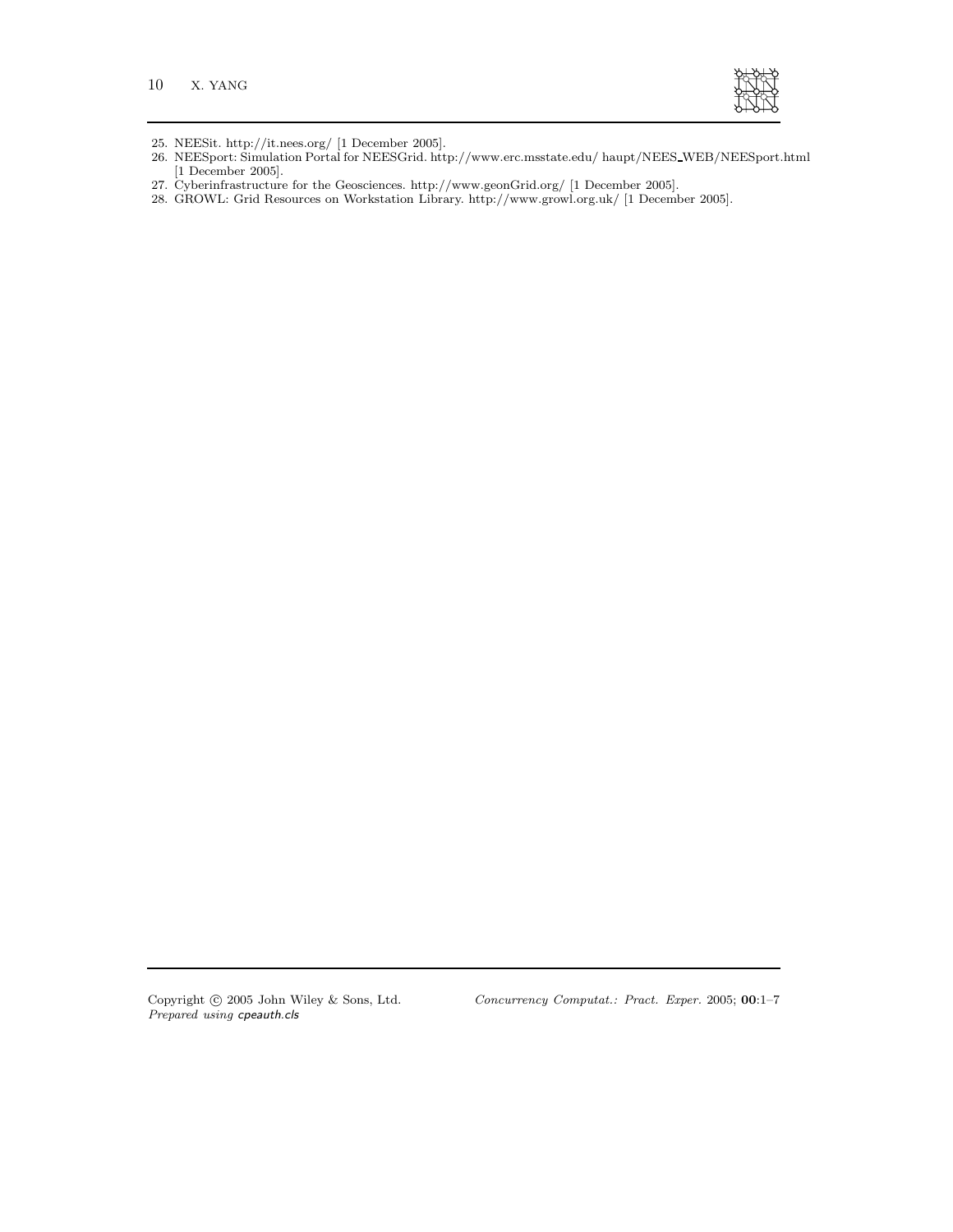25. NEESit. http://it.nees.org/ [1 December 2005].
26. NEESport: Simulation Portal for NEESGrid. http://www.erc.msstate.edu/ haupt/NEES_WEB/NEESport.html [1 December 2005].
27. Cyberinfrastructure for the Geosciences. http://www.geonGrid.org/ [1 December 2005].
28. GROWL: Grid Resources on Workstation Library. http://www.growl.org.uk/ [1 December 2005].